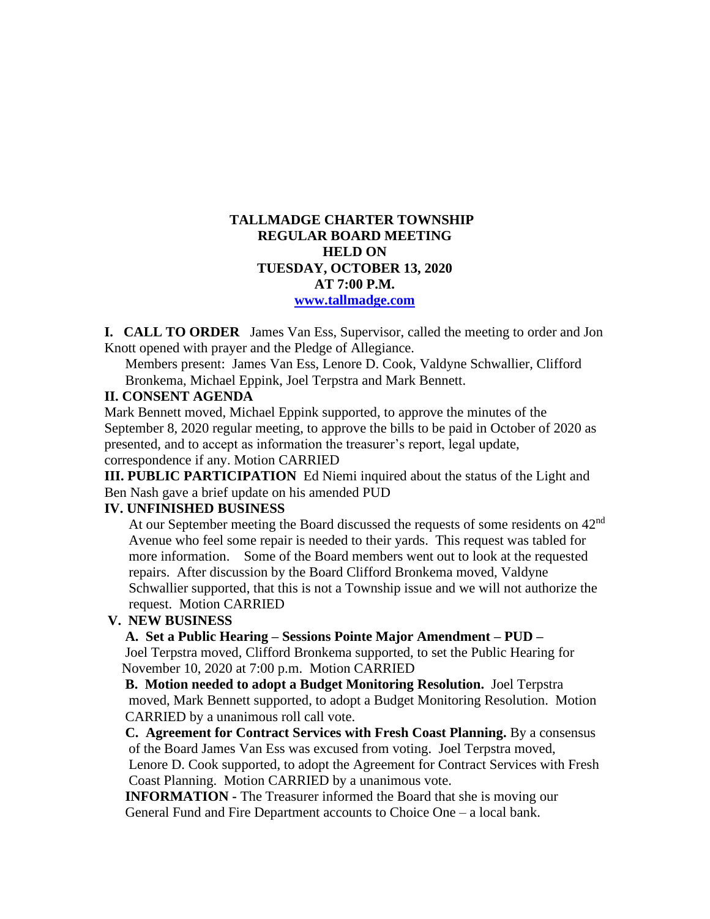# TALLMADGE CHARTER TOWNSHIP
## REGULAR BOARD MEETING
## HELD ON
## TUESDAY, OCTOBER 13, 2020
## AT 7:00 P.M.

**www.tallmadge.com**

**I. CALL TO ORDER** James Van Ess, Supervisor, called the meeting to order and Jon Knott opened with prayer and the Pledge of Allegiance.

Members present: James Van Ess, Lenore D. Cook, Valdyne Schwallier, Clifford Bronkema, Michael Eppink, Joel Terpstra and Mark Bennett.

**II. CONSENT AGENDA**

Mark Bennett moved, Michael Eppink supported, to approve the minutes of the September 8, 2020 regular meeting, to approve the bills to be paid in October of 2020 as presented, and to accept as information the treasurer's report, legal update, correspondence if any. Motion CARRIED

**III. PUBLIC PARTICIPATION** Ed Niemi inquired about the status of the Light and Ben Nash gave a brief update on his amended PUD

**IV. UNFINISHED BUSINESS**

At our September meeting the Board discussed the requests of some residents on 42nd Avenue who feel some repair is needed to their yards. This request was tabled for more information. Some of the Board members went out to look at the requested repairs. After discussion by the Board Clifford Bronkema moved, Valdyne Schwallier supported, that this is not a Township issue and we will not authorize the request. Motion CARRIED

**V. NEW BUSINESS**

**A. Set a Public Hearing – Sessions Pointe Major Amendment – PUD –** Joel Terpstra moved, Clifford Bronkema supported, to set the Public Hearing for November 10, 2020 at 7:00 p.m. Motion CARRIED

**B. Motion needed to adopt a Budget Monitoring Resolution.** Joel Terpstra moved, Mark Bennett supported, to adopt a Budget Monitoring Resolution. Motion CARRIED by a unanimous roll call vote.

**C. Agreement for Contract Services with Fresh Coast Planning.** By a consensus of the Board James Van Ess was excused from voting. Joel Terpstra moved, Lenore D. Cook supported, to adopt the Agreement for Contract Services with Fresh Coast Planning. Motion CARRIED by a unanimous vote.

**INFORMATION -** The Treasurer informed the Board that she is moving our General Fund and Fire Department accounts to Choice One – a local bank.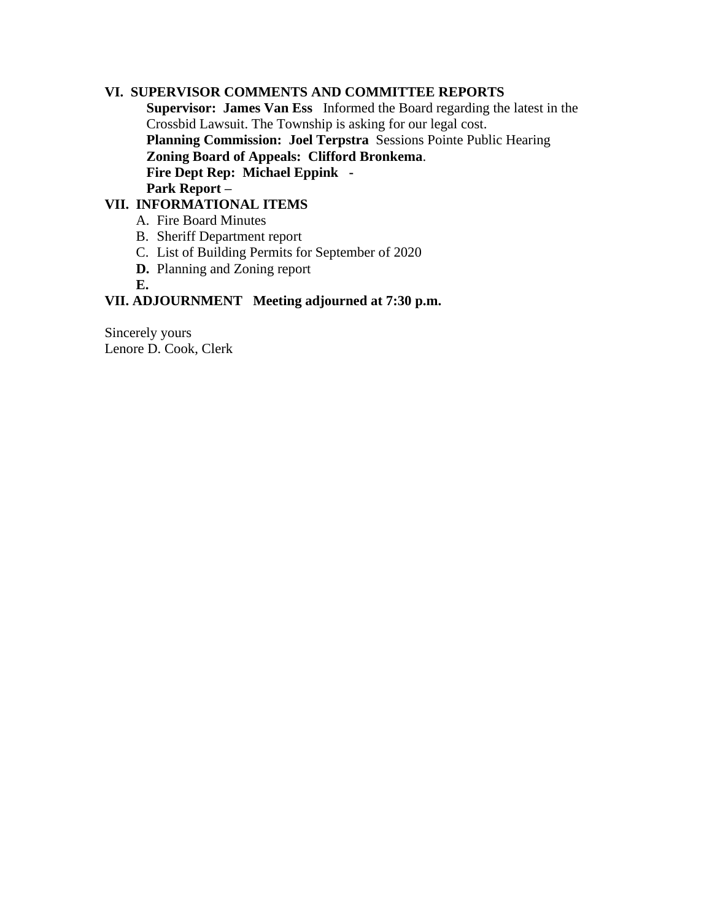**VI. SUPERVISOR COMMENTS AND COMMITTEE REPORTS**

**Supervisor: James Van Ess** Informed the Board regarding the latest in the Crossbid Lawsuit. The Township is asking for our legal cost.

**Planning Commission: Joel Terpstra** Sessions Pointe Public Hearing

**Zoning Board of Appeals: Clifford Bronkema**.

**Fire Dept Rep: Michael Eppink -**

**Park Report –**

**VII. INFORMATIONAL ITEMS**

A. Fire Board Minutes
B. Sheriff Department report
C. List of Building Permits for September of 2020
**D.** Planning and Zoning report
**E.**

**VII. ADJOURNMENT Meeting adjourned at 7:30 p.m.**

Sincerely yours
Lenore D. Cook, Clerk